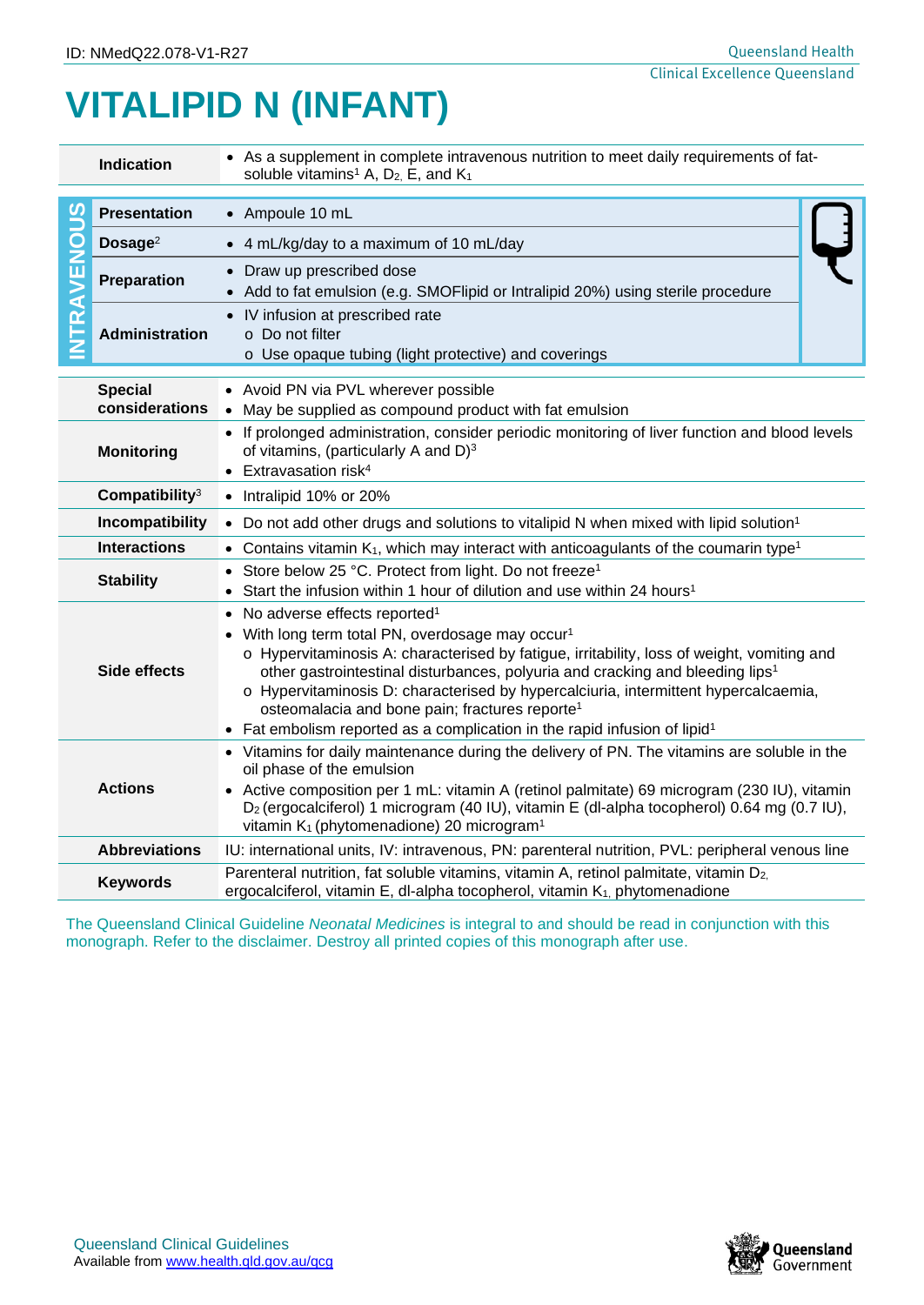ID: NMedQ22.078-V1-R27

Queensland Health
Clinical Excellence Queensland

# VITALIPID N (INFANT)

| | |
|---|---|
| **Indication** | • As a supplement in complete intravenous nutrition to meet daily requirements of fat-soluble vitamins[1] A, $D_2$, E, and $K_1$ |

**INTRAVENOUS**

| | |
|---|---|
| **Presentation** | • Ampoule 10 mL |
| **Dosage**[2] | • 4 mL/kg/day to a maximum of 10 mL/day |
| **Preparation** | • Draw up prescribed dose<br>• Add to fat emulsion (e.g. SMOFlipid or Intralipid 20%) using sterile procedure |
| **Administration** | • IV infusion at prescribed rate<br>o Do not filter<br>o Use opaque tubing (light protective) and coverings |

| | |
|---|---|
| **Special considerations** | • Avoid PN via PVL wherever possible<br>• May be supplied as compound product with fat emulsion |
| **Monitoring** | • If prolonged administration, consider periodic monitoring of liver function and blood levels of vitamins, (particularly A and D)[3]<br>• Extravasation risk[4] |
| **Compatibility**[3] | • Intralipid 10% or 20% |
| **Incompatibility** | • Do not add other drugs and solutions to vitalipid N when mixed with lipid solution[1] |
| **Interactions** | • Contains vitamin $K_1$, which may interact with anticoagulants of the coumarin type[1] |
| **Stability** | • Store below 25 °C. Protect from light. Do not freeze[1]<br>• Start the infusion within 1 hour of dilution and use within 24 hours[1] |
| **Side effects** | • No adverse effects reported[1]<br>• With long term total PN, overdosage may occur[1]<br>o Hypervitaminosis A: characterised by fatigue, irritability, loss of weight, vomiting and other gastrointestinal disturbances, polyuria and cracking and bleeding lips[1]<br>o Hypervitaminosis D: characterised by hypercalciuria, intermittent hypercalcaemia, osteomalacia and bone pain; fractures reporte[1]<br>• Fat embolism reported as a complication in the rapid infusion of lipid[1] |
| **Actions** | • Vitamins for daily maintenance during the delivery of PN. The vitamins are soluble in the oil phase of the emulsion<br>• Active composition per 1 mL: vitamin A (retinol palmitate) 69 microgram (230 IU), vitamin $D_2$ (ergocalciferol) 1 microgram (40 IU), vitamin E (dl-alpha tocopherol) 0.64 mg (0.7 IU), vitamin $K_1$ (phytomenadione) 20 microgram[1] |
| **Abbreviations** | IU: international units, IV: intravenous, PN: parenteral nutrition, PVL: peripheral venous line |
| **Keywords** | Parenteral nutrition, fat soluble vitamins, vitamin A, retinol palmitate, vitamin $D_2$, ergocalciferol, vitamin E, dl-alpha tocopherol, vitamin $K_1$, phytomenadione |

The Queensland Clinical Guideline *Neonatal Medicines* is integral to and should be read in conjunction with this monograph. Refer to the disclaimer. Destroy all printed copies of this monograph after use.

Queensland Clinical Guidelines
Available from www.health.qld.gov.au/qcg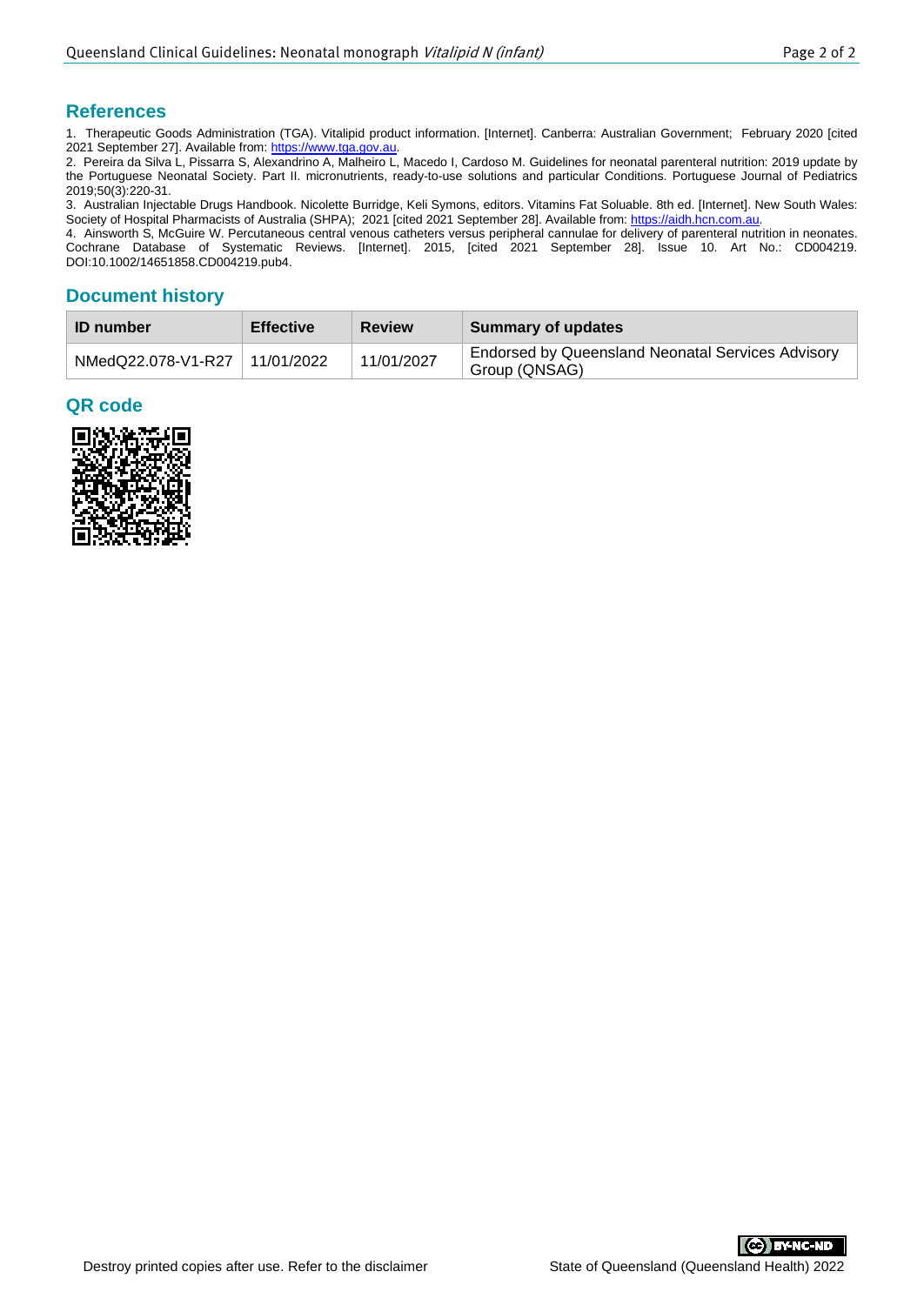## References

1. Therapeutic Goods Administration (TGA). Vitalipid product information. [Internet]. Canberra: Australian Government; February 2020 [cited 2021 September 27]. Available from: https://www.tga.gov.au.
2. Pereira da Silva L, Pissarra S, Alexandrino A, Malheiro L, Macedo I, Cardoso M. Guidelines for neonatal parenteral nutrition: 2019 update by the Portuguese Neonatal Society. Part II. micronutrients, ready-to-use solutions and particular Conditions. Portuguese Journal of Pediatrics 2019;50(3):220-31.
3. Australian Injectable Drugs Handbook. Nicolette Burridge, Keli Symons, editors. Vitamins Fat Soluable. 8th ed. [Internet]. New South Wales: Society of Hospital Pharmacists of Australia (SHPA); 2021 [cited 2021 September 28]. Available from: https://aidh.hcn.com.au.
4. Ainsworth S, McGuire W. Percutaneous central venous catheters versus peripheral cannulae for delivery of parenteral nutrition in neonates. Cochrane Database of Systematic Reviews. [Internet]. 2015, [cited 2021 September 28]. Issue 10. Art No.: CD004219. DOI:10.1002/14651858.CD004219.pub4.

## Document history

| ID number | Effective | Review | Summary of updates |
|---|---|---|---|
| NMedQ22.078-V1-R27 | 11/01/2022 | 11/01/2027 | Endorsed by Queensland Neonatal Services Advisory Group (QNSAG) |

## QR code

Destroy printed copies after use. Refer to the disclaimer

State of Queensland (Queensland Health) 2022